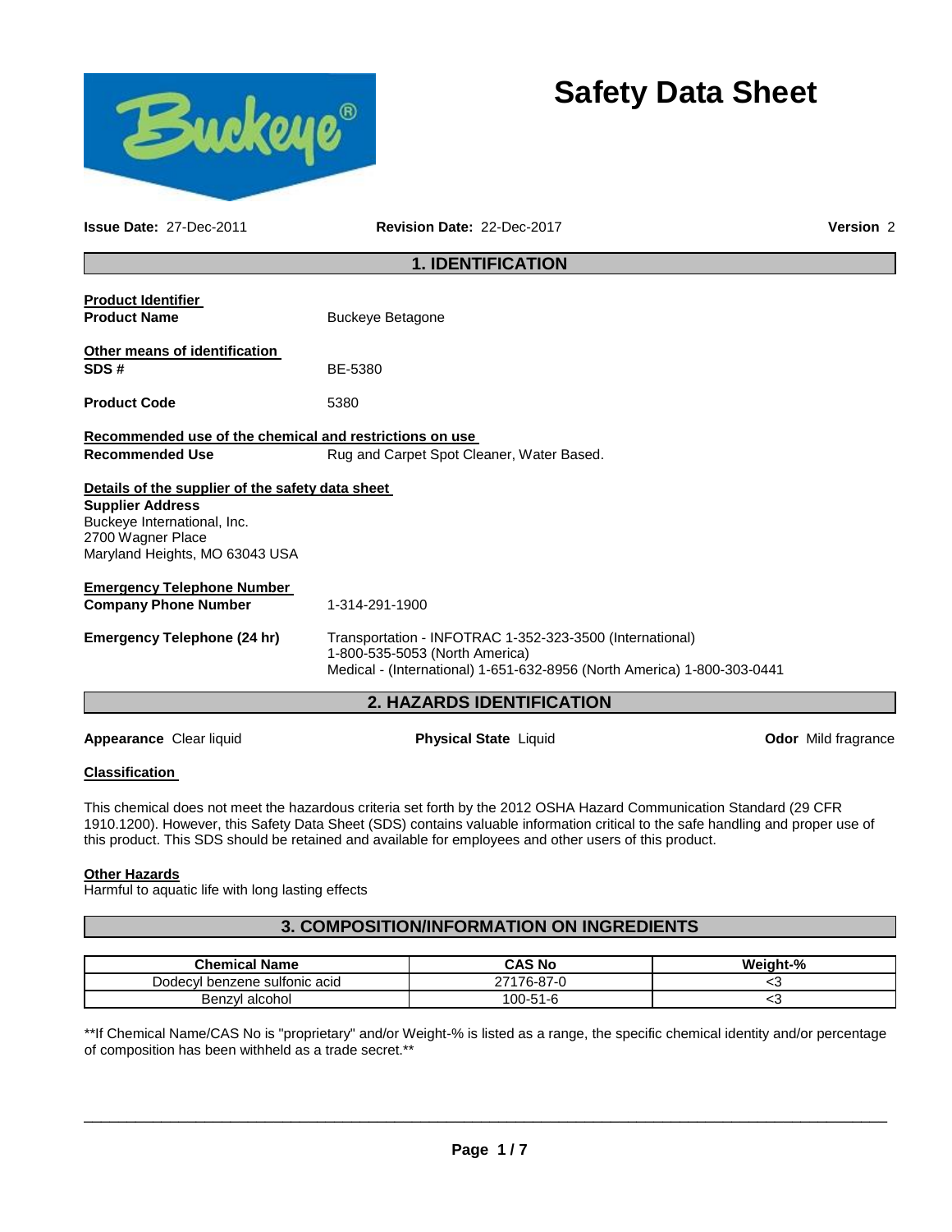# Safety Data Sheet

**Issue Date:** 27-Dec-2011 **Revision Date:** 22-Dec-2017 **Version** 2

## 1. IDENTIFICATION

**Product Identifier**

**Product Name** Buckeye Betagone

**Other means of identification**

**SDS #** BE-5380

**Product Code** 5380

**Recommended use of the chemical and restrictions on use**

**Recommended Use** Rug and Carpet Spot Cleaner, Water Based.

**Details of the supplier of the safety data sheet**

**Supplier Address**
Buckeye International, Inc.
2700 Wagner Place
Maryland Heights, MO 63043 USA

**Emergency Telephone Number**

**Company Phone Number** 1-314-291-1900

**Emergency Telephone (24 hr)** Transportation - INFOTRAC 1-352-323-3500 (International)
1-800-535-5053 (North America)
Medical - (International) 1-651-632-8956 (North America) 1-800-303-0441

## 2. HAZARDS IDENTIFICATION

**Appearance** Clear liquid **Physical State** Liquid **Odor** Mild fragrance

**Classification**

This chemical does not meet the hazardous criteria set forth by the 2012 OSHA Hazard Communication Standard (29 CFR 1910.1200). However, this Safety Data Sheet (SDS) contains valuable information critical to the safe handling and proper use of this product. This SDS should be retained and available for employees and other users of this product.

**Other Hazards**
Harmful to aquatic life with long lasting effects

## 3. COMPOSITION/INFORMATION ON INGREDIENTS

| Chemical Name | CAS No | Weight-% |
|---|---|---|
| Dodecyl benzene sulfonic acid | 27176-87-0 | <3 |
| Benzyl alcohol | 100-51-6 | <3 |

**If Chemical Name/CAS No is "proprietary" and/or Weight-% is listed as a range, the specific chemical identity and/or percentage of composition has been withheld as a trade secret.**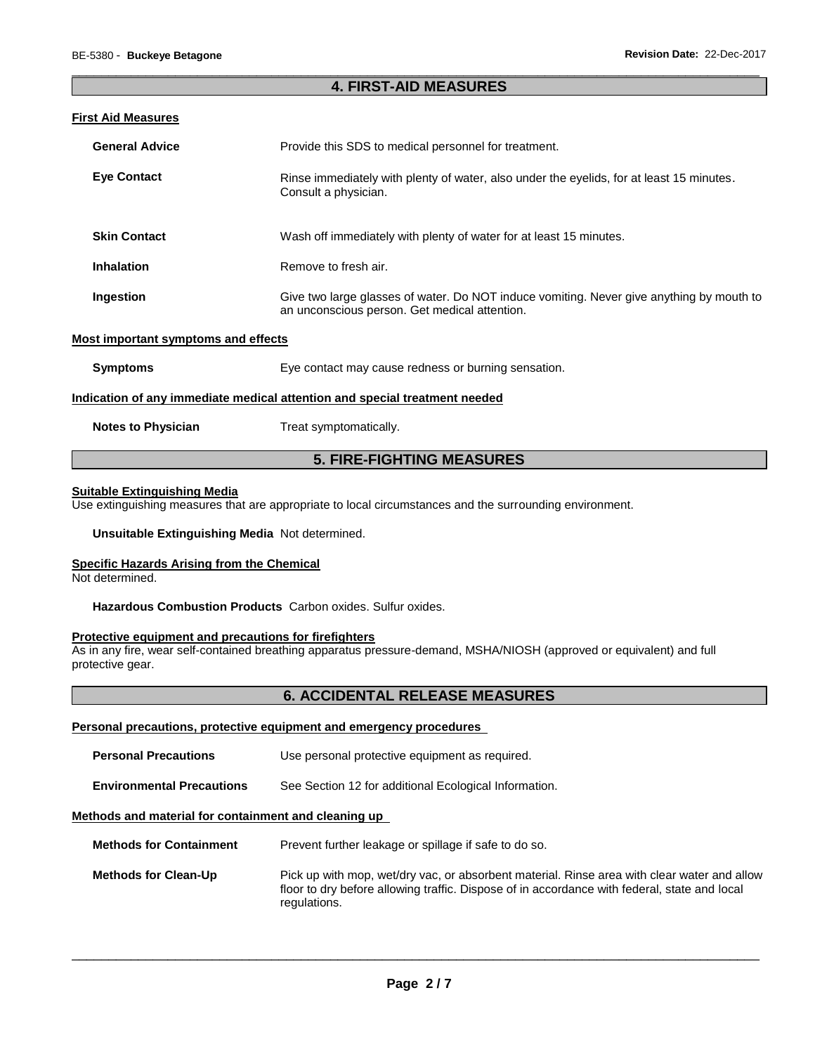## 4. FIRST-AID MEASURES

### First Aid Measures

**General Advice** Provide this SDS to medical personnel for treatment.

**Eye Contact** Rinse immediately with plenty of water, also under the eyelids, for at least 15 minutes. Consult a physician.

**Skin Contact** Wash off immediately with plenty of water for at least 15 minutes.

**Inhalation** Remove to fresh air.

**Ingestion** Give two large glasses of water. Do NOT induce vomiting. Never give anything by mouth to an unconscious person. Get medical attention.

### Most important symptoms and effects

**Symptoms** Eye contact may cause redness or burning sensation.

### Indication of any immediate medical attention and special treatment needed

**Notes to Physician** Treat symptomatically.

## 5. FIRE-FIGHTING MEASURES

### Suitable Extinguishing Media

Use extinguishing measures that are appropriate to local circumstances and the surrounding environment.

**Unsuitable Extinguishing Media** Not determined.

### Specific Hazards Arising from the Chemical

Not determined.

**Hazardous Combustion Products** Carbon oxides. Sulfur oxides.

### Protective equipment and precautions for firefighters

As in any fire, wear self-contained breathing apparatus pressure-demand, MSHA/NIOSH (approved or equivalent) and full protective gear.

## 6. ACCIDENTAL RELEASE MEASURES

### Personal precautions, protective equipment and emergency procedures

**Personal Precautions** Use personal protective equipment as required.

**Environmental Precautions** See Section 12 for additional Ecological Information.

### Methods and material for containment and cleaning up

**Methods for Containment** Prevent further leakage or spillage if safe to do so.

**Methods for Clean-Up** Pick up with mop, wet/dry vac, or absorbent material. Rinse area with clear water and allow floor to dry before allowing traffic. Dispose of in accordance with federal, state and local regulations.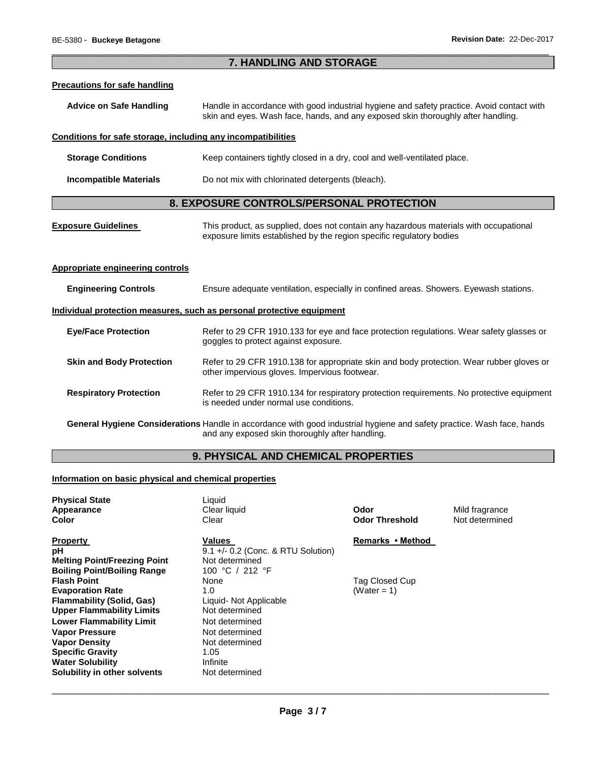## 7. HANDLING AND STORAGE

### Precautions for safe handling

**Advice on Safe Handling** Handle in accordance with good industrial hygiene and safety practice. Avoid contact with skin and eyes. Wash face, hands, and any exposed skin thoroughly after handling.

### Conditions for safe storage, including any incompatibilities

**Storage Conditions** Keep containers tightly closed in a dry, cool and well-ventilated place.

**Incompatible Materials** Do not mix with chlorinated detergents (bleach).

## 8. EXPOSURE CONTROLS/PERSONAL PROTECTION

**Exposure Guidelines** This product, as supplied, does not contain any hazardous materials with occupational exposure limits established by the region specific regulatory bodies

### Appropriate engineering controls

**Engineering Controls** Ensure adequate ventilation, especially in confined areas. Showers. Eyewash stations.

### Individual protection measures, such as personal protective equipment

**Eye/Face Protection** Refer to 29 CFR 1910.133 for eye and face protection regulations. Wear safety glasses or goggles to protect against exposure.

**Skin and Body Protection** Refer to 29 CFR 1910.138 for appropriate skin and body protection. Wear rubber gloves or other impervious gloves. Impervious footwear.

**Respiratory Protection** Refer to 29 CFR 1910.134 for respiratory protection requirements. No protective equipment is needed under normal use conditions.

**General Hygiene Considerations** Handle in accordance with good industrial hygiene and safety practice. Wash face, hands and any exposed skin thoroughly after handling.

## 9. PHYSICAL AND CHEMICAL PROPERTIES

### Information on basic physical and chemical properties

| | | | |
|---|---|---|---|
| **Physical State** | Liquid | | |
| **Appearance** | Clear liquid | **Odor** | Mild fragrance |
| **Color** | Clear | **Odor Threshold** | Not determined |

| **Property** | **Values** | **Remarks • Method** |
|---|---|---|
| **pH** | 9.1 +/- 0.2 (Conc. & RTU Solution) | |
| **Melting Point/Freezing Point** | Not determined | |
| **Boiling Point/Boiling Range** | 100 °C / 212 °F | |
| **Flash Point** | None | Tag Closed Cup |
| **Evaporation Rate** | 1.0 | (Water = 1) |
| **Flammability (Solid, Gas)** | Liquid- Not Applicable | |
| **Upper Flammability Limits** | Not determined | |
| **Lower Flammability Limit** | Not determined | |
| **Vapor Pressure** | Not determined | |
| **Vapor Density** | Not determined | |
| **Specific Gravity** | 1.05 | |
| **Water Solubility** | Infinite | |
| **Solubility in other solvents** | Not determined | |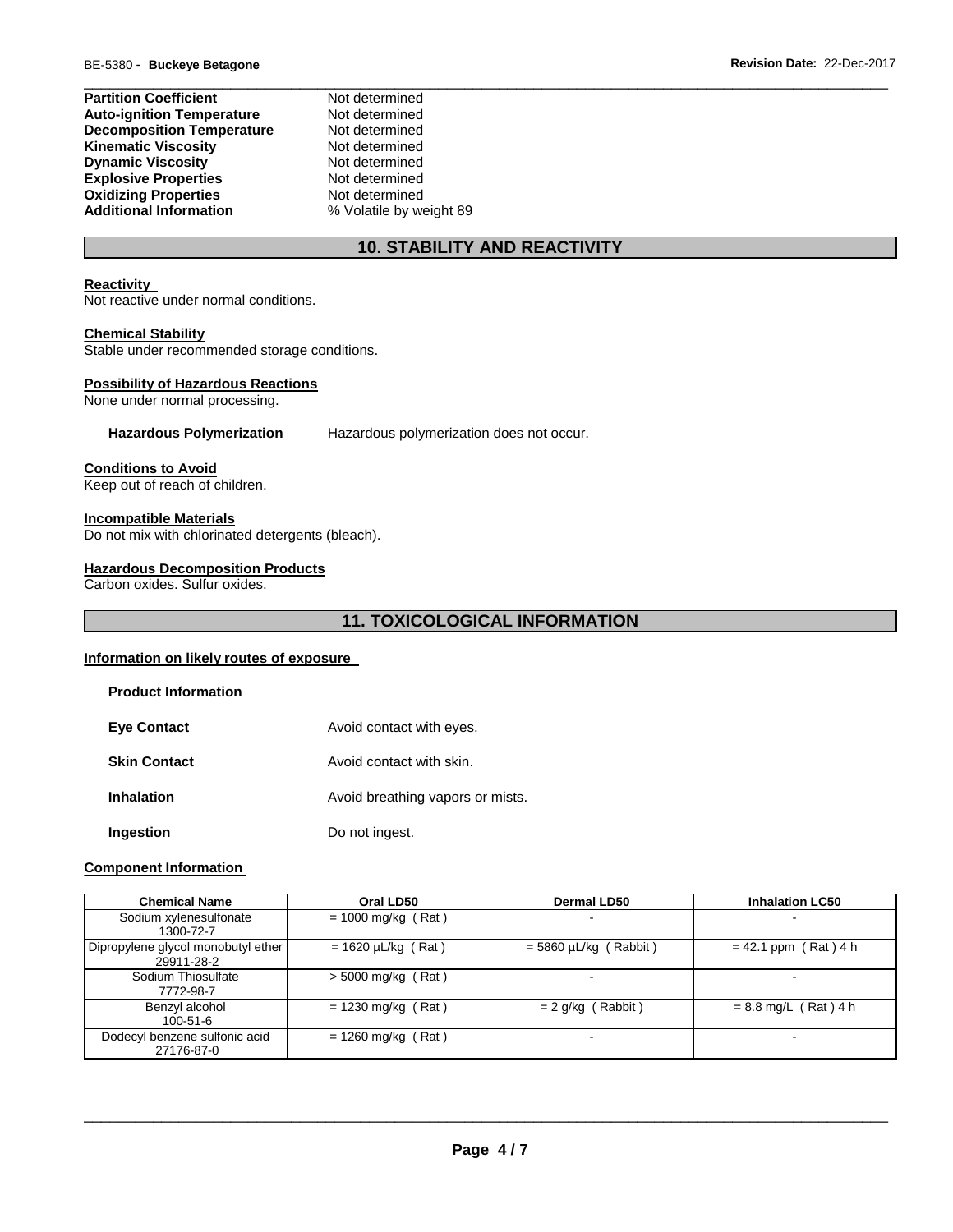| | |
|---|---|
| **Partition Coefficient** | Not determined |
| **Auto-ignition Temperature** | Not determined |
| **Decomposition Temperature** | Not determined |
| **Kinematic Viscosity** | Not determined |
| **Dynamic Viscosity** | Not determined |
| **Explosive Properties** | Not determined |
| **Oxidizing Properties** | Not determined |
| **Additional Information** | % Volatile by weight 89 |

## 10. STABILITY AND REACTIVITY

**Reactivity**
Not reactive under normal conditions.

**Chemical Stability**
Stable under recommended storage conditions.

**Possibility of Hazardous Reactions**
None under normal processing.

**Hazardous Polymerization** Hazardous polymerization does not occur.

**Conditions to Avoid**
Keep out of reach of children.

**Incompatible Materials**
Do not mix with chlorinated detergents (bleach).

**Hazardous Decomposition Products**
Carbon oxides. Sulfur oxides.

## 11. TOXICOLOGICAL INFORMATION

**Information on likely routes of exposure**

**Product Information**

| | |
|---|---|
| **Eye Contact** | Avoid contact with eyes. |
| **Skin Contact** | Avoid contact with skin. |
| **Inhalation** | Avoid breathing vapors or mists. |
| **Ingestion** | Do not ingest. |

**Component Information**

| Chemical Name | Oral LD50 | Dermal LD50 | Inhalation LC50 |
|---|---|---|---|
| Sodium xylenesulfonate 1300-72-7 | = 1000 mg/kg ( Rat ) | - | - |
| Dipropylene glycol monobutyl ether 29911-28-2 | = 1620 µL/kg ( Rat ) | = 5860 µL/kg ( Rabbit ) | = 42.1 ppm ( Rat ) 4 h |
| Sodium Thiosulfate 7772-98-7 | > 5000 mg/kg ( Rat ) | - | - |
| Benzyl alcohol 100-51-6 | = 1230 mg/kg ( Rat ) | = 2 g/kg ( Rabbit ) | = 8.8 mg/L ( Rat ) 4 h |
| Dodecyl benzene sulfonic acid 27176-87-0 | = 1260 mg/kg ( Rat ) | - | - |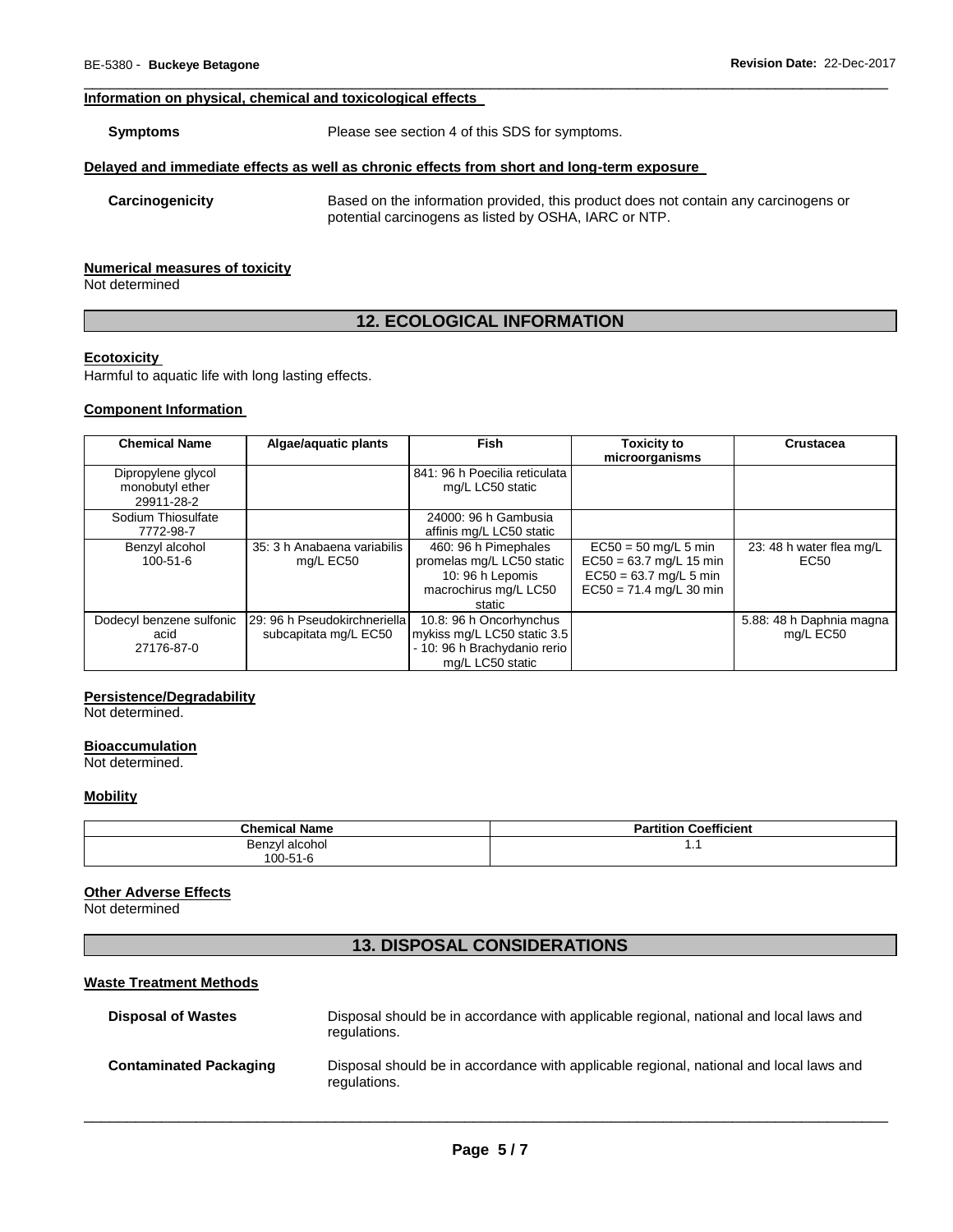### Information on physical, chemical and toxicological effects

**Symptoms** Please see section 4 of this SDS for symptoms.

### Delayed and immediate effects as well as chronic effects from short and long-term exposure

**Carcinogenicity** Based on the information provided, this product does not contain any carcinogens or potential carcinogens as listed by OSHA, IARC or NTP.

### Numerical measures of toxicity

Not determined

## 12. ECOLOGICAL INFORMATION

### Ecotoxicity

Harmful to aquatic life with long lasting effects.

### Component Information

| Chemical Name | Algae/aquatic plants | Fish | Toxicity to microorganisms | Crustacea |
| --- | --- | --- | --- | --- |
| Dipropylene glycol monobutyl ether 29911-28-2 | | 841: 96 h Poecilia reticulata mg/L LC50 static | | |
| Sodium Thiosulfate 7772-98-7 | | 24000: 96 h Gambusia affinis mg/L LC50 static | | |
| Benzyl alcohol 100-51-6 | 35: 3 h Anabaena variabilis mg/L EC50 | 460: 96 h Pimephales promelas mg/L LC50 static 10: 96 h Lepomis macrochirus mg/L LC50 static | EC50 = 50 mg/L 5 min EC50 = 63.7 mg/L 15 min EC50 = 63.7 mg/L 5 min EC50 = 71.4 mg/L 30 min | 23: 48 h water flea mg/L EC50 |
| Dodecyl benzene sulfonic acid 27176-87-0 | 29: 96 h Pseudokirchneriella subcapitata mg/L EC50 | 10.8: 96 h Oncorhynchus mykiss mg/L LC50 static 3.5 - 10: 96 h Brachydanio rerio mg/L LC50 static | | 5.88: 48 h Daphnia magna mg/L EC50 |

### Persistence/Degradability

Not determined.

### Bioaccumulation

Not determined.

### Mobility

| Chemical Name | Partition Coefficient |
| --- | --- |
| Benzyl alcohol 100-51-6 | 1.1 |

### Other Adverse Effects

Not determined

## 13. DISPOSAL CONSIDERATIONS

### Waste Treatment Methods

**Disposal of Wastes** Disposal should be in accordance with applicable regional, national and local laws and regulations.

**Contaminated Packaging** Disposal should be in accordance with applicable regional, national and local laws and regulations.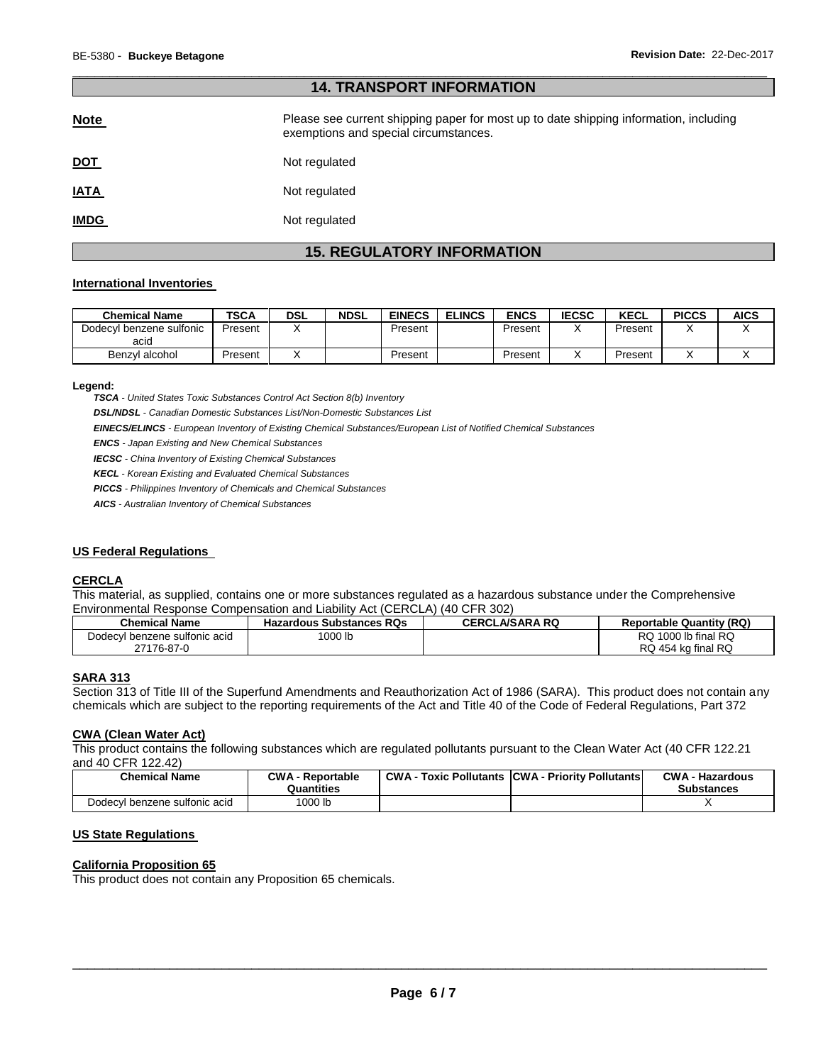## 14. TRANSPORT INFORMATION

**Note** Please see current shipping paper for most up to date shipping information, including exemptions and special circumstances.

**DOT** Not regulated

**IATA** Not regulated

**IMDG** Not regulated

## 15. REGULATORY INFORMATION

### International Inventories

| Chemical Name | TSCA | DSL | NDSL | EINECS | ELINCS | ENCS | IECSC | KECL | PICCS | AICS |
|---|---|---|---|---|---|---|---|---|---|---|
| Dodecyl benzene sulfonic acid | Present | X | | Present | | Present | X | Present | X | X |
| Benzyl alcohol | Present | X | | Present | | Present | X | Present | X | X |

**Legend:**

***TSCA*** *- United States Toxic Substances Control Act Section 8(b) Inventory*

***DSL/NDSL*** *- Canadian Domestic Substances List/Non-Domestic Substances List*

***EINECS/ELINCS*** *- European Inventory of Existing Chemical Substances/European List of Notified Chemical Substances*

***ENCS*** *- Japan Existing and New Chemical Substances*

***IECSC*** *- China Inventory of Existing Chemical Substances*

***KECL*** *- Korean Existing and Evaluated Chemical Substances*

***PICCS*** *- Philippines Inventory of Chemicals and Chemical Substances*

***AICS*** *- Australian Inventory of Chemical Substances*

### US Federal Regulations

#### CERCLA

This material, as supplied, contains one or more substances regulated as a hazardous substance under the Comprehensive Environmental Response Compensation and Liability Act (CERCLA) (40 CFR 302)

| Chemical Name | Hazardous Substances RQs | CERCLA/SARA RQ | Reportable Quantity (RQ) |
|---|---|---|---|
| Dodecyl benzene sulfonic acid 27176-87-0 | 1000 lb | | RQ 1000 lb final RQ RQ 454 kg final RQ |

#### SARA 313

Section 313 of Title III of the Superfund Amendments and Reauthorization Act of 1986 (SARA). This product does not contain any chemicals which are subject to the reporting requirements of the Act and Title 40 of the Code of Federal Regulations, Part 372

#### CWA (Clean Water Act)

This product contains the following substances which are regulated pollutants pursuant to the Clean Water Act (40 CFR 122.21 and 40 CFR 122.42)

| Chemical Name | CWA - Reportable Quantities | CWA - Toxic Pollutants | CWA - Priority Pollutants | CWA - Hazardous Substances |
|---|---|---|---|---|
| Dodecyl benzene sulfonic acid | 1000 lb | | | X |

### US State Regulations

#### California Proposition 65

This product does not contain any Proposition 65 chemicals.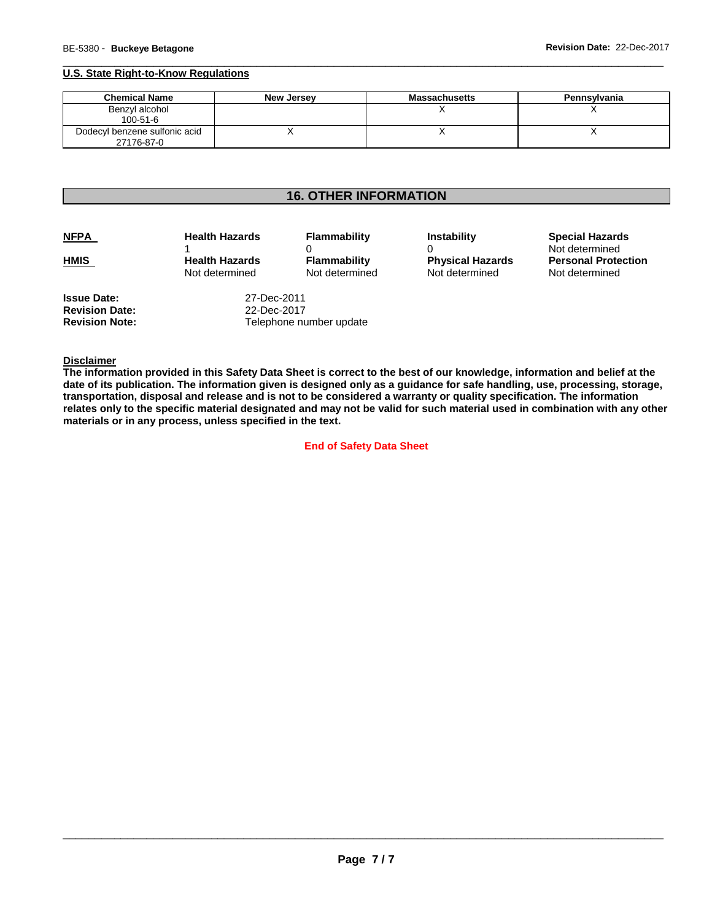### U.S. State Right-to-Know Regulations

| Chemical Name | New Jersey | Massachusetts | Pennsylvania |
|---|---|---|---|
| Benzyl alcohol 100-51-6 | | X | X |
| Dodecyl benzene sulfonic acid 27176-87-0 | X | X | X |

## 16. OTHER INFORMATION

| | | | | |
|---|---|---|---|---|
| **NFPA** | **Health Hazards** 1 | **Flammability** 0 | **Instability** 0 | **Special Hazards** Not determined |
| **HMIS** | **Health Hazards** Not determined | **Flammability** Not determined | **Physical Hazards** Not determined | **Personal Protection** Not determined |

**Issue Date:** 27-Dec-2011
**Revision Date:** 22-Dec-2017
**Revision Note:** Telephone number update

### Disclaimer

**The information provided in this Safety Data Sheet is correct to the best of our knowledge, information and belief at the date of its publication. The information given is designed only as a guidance for safe handling, use, processing, storage, transportation, disposal and release and is not to be considered a warranty or quality specification. The information relates only to the specific material designated and may not be valid for such material used in combination with any other materials or in any process, unless specified in the text.**

**End of Safety Data Sheet**